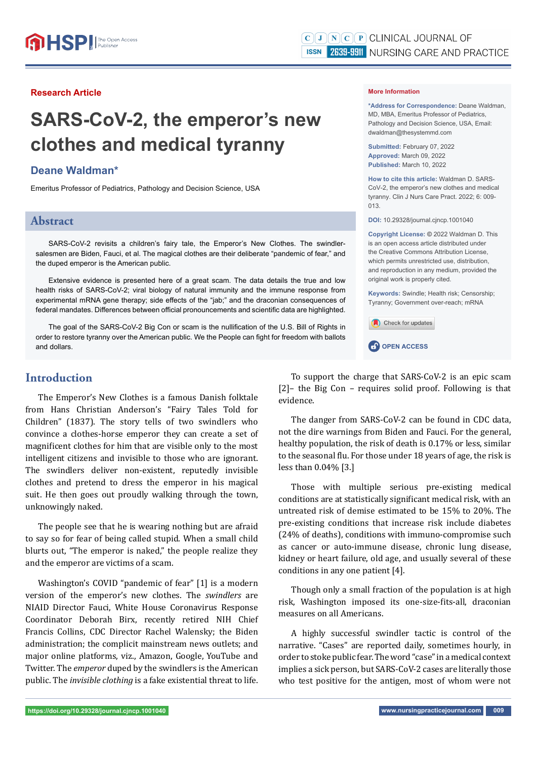Research Article

# SARS-CoV-2, the emperor's new clothes and medical tyranny

**Deane Waldman***

Emeritus Professor of Pediatrics, Pathology and Decision Science, USA

## Abstract

SARS-CoV-2 revisits a children's fairy tale, the Emperor's New Clothes. The swindler-salesmen are Biden, Fauci, et al. The magical clothes are their deliberate "pandemic of fear," and the duped emperor is the American public.

Extensive evidence is presented here of a great scam. The data details the true and low health risks of SARS-CoV-2; viral biology of natural immunity and the immune response from experimental mRNA gene therapy; side effects of the "jab;" and the draconian consequences of federal mandates. Differences between official pronouncements and scientific data are highlighted.

The goal of the SARS-CoV-2 Big Con or scam is the nullification of the U.S. Bill of Rights in order to restore tyranny over the American public. We the People can fight for freedom with ballots and dollars.

**More Information**

**\*Address for Correspondence:** Deane Waldman, MD, MBA, Emeritus Professor of Pediatrics, Pathology and Decision Science, USA, Email: dwaldman@thesystemmd.com

**Submitted:** February 07, 2022
**Approved:** March 09, 2022
**Published:** March 10, 2022

**How to cite this article:** Waldman D. SARS-CoV-2, the emperor's new clothes and medical tyranny. Clin J Nurs Care Pract. 2022; 6: 009-013.

**DOI:** 10.29328/journal.cjncp.1001040

**Copyright License:** © 2022 Waldman D. This is an open access article distributed under the Creative Commons Attribution License, which permits unrestricted use, distribution, and reproduction in any medium, provided the original work is properly cited.

**Keywords:** Swindle; Health risk; Censorship; Tyranny; Government over-reach; mRNA

## Introduction

The Emperor's New Clothes is a famous Danish folktale from Hans Christian Anderson's "Fairy Tales Told for Children" (1837). The story tells of two swindlers who convince a clothes-horse emperor they can create a set of magnificent clothes for him that are visible only to the most intelligent citizens and invisible to those who are ignorant. The swindlers deliver non-existent, reputedly invisible clothes and pretend to dress the emperor in his magical suit. He then goes out proudly walking through the town, unknowingly naked.

The people see that he is wearing nothing but are afraid to say so for fear of being called stupid. When a small child blurts out, "The emperor is naked," the people realize they and the emperor are victims of a scam.

Washington's COVID "pandemic of fear" [1] is a modern version of the emperor's new clothes. The *swindlers* are NIAID Director Fauci, White House Coronavirus Response Coordinator Deborah Birx, recently retired NIH Chief Francis Collins, CDC Director Rachel Walensky; the Biden administration; the complicit mainstream news outlets; and major online platforms, viz., Amazon, Google, YouTube and Twitter. The *emperor* duped by the swindlers is the American public. The *invisible clothing* is a fake existential threat to life.

To support the charge that SARS-CoV-2 is an epic scam [2]– the Big Con – requires solid proof. Following is that evidence.

The danger from SARS-CoV-2 can be found in CDC data, not the dire warnings from Biden and Fauci. For the general, healthy population, the risk of death is 0.17% or less, similar to the seasonal flu. For those under 18 years of age, the risk is less than 0.04% [3.]

Those with multiple serious pre-existing medical conditions are at statistically significant medical risk, with an untreated risk of demise estimated to be 15% to 20%. The pre-existing conditions that increase risk include diabetes (24% of deaths), conditions with immuno-compromise such as cancer or auto-immune disease, chronic lung disease, kidney or heart failure, old age, and usually several of these conditions in any one patient [4].

Though only a small fraction of the population is at high risk, Washington imposed its one-size-fits-all, draconian measures on all Americans.

A highly successful swindler tactic is control of the narrative. "Cases" are reported daily, sometimes hourly, in order to stoke public fear. The word "case" in a medical context implies a sick person, but SARS-CoV-2 cases are literally those who test positive for the antigen, most of whom were not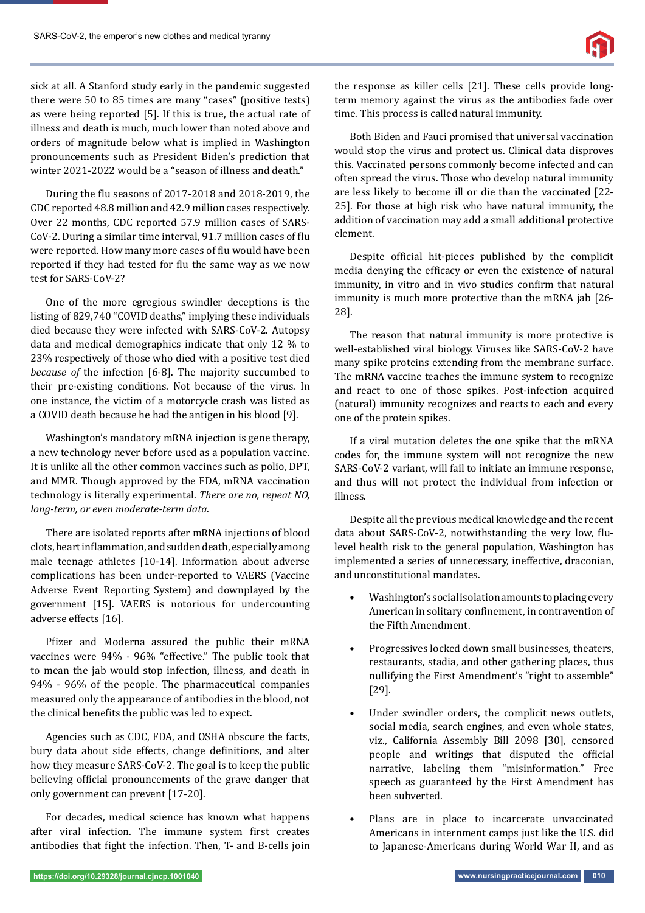sick at all. A Stanford study early in the pandemic suggested there were 50 to 85 times are many "cases" (positive tests) as were being reported [5]. If this is true, the actual rate of illness and death is much, much lower than noted above and orders of magnitude below what is implied in Washington pronouncements such as President Biden's prediction that winter 2021-2022 would be a "season of illness and death."

During the flu seasons of 2017-2018 and 2018-2019, the CDC reported 48.8 million and 42.9 million cases respectively. Over 22 months, CDC reported 57.9 million cases of SARS-CoV-2. During a similar time interval, 91.7 million cases of flu were reported. How many more cases of flu would have been reported if they had tested for flu the same way as we now test for SARS-CoV-2?

One of the more egregious swindler deceptions is the listing of 829,740 "COVID deaths," implying these individuals died because they were infected with SARS-CoV-2. Autopsy data and medical demographics indicate that only 12 % to 23% respectively of those who died with a positive test died *because of* the infection [6-8]. The majority succumbed to their pre-existing conditions. Not because of the virus. In one instance, the victim of a motorcycle crash was listed as a COVID death because he had the antigen in his blood [9].

Washington's mandatory mRNA injection is gene therapy, a new technology never before used as a population vaccine. It is unlike all the other common vaccines such as polio, DPT, and MMR. Though approved by the FDA, mRNA vaccination technology is literally experimental. *There are no, repeat NO, long-term, or even moderate-term data*.

There are isolated reports after mRNA injections of blood clots, heart inflammation, and sudden death, especially among male teenage athletes [10-14]. Information about adverse complications has been under-reported to VAERS (Vaccine Adverse Event Reporting System) and downplayed by the government [15]. VAERS is notorious for undercounting adverse effects [16].

Pfizer and Moderna assured the public their mRNA vaccines were 94% - 96% "effective." The public took that to mean the jab would stop infection, illness, and death in 94% - 96% of the people. The pharmaceutical companies measured only the appearance of antibodies in the blood, not the clinical benefits the public was led to expect.

Agencies such as CDC, FDA, and OSHA obscure the facts, bury data about side effects, change definitions, and alter how they measure SARS-CoV-2. The goal is to keep the public believing official pronouncements of the grave danger that only government can prevent [17-20].

For decades, medical science has known what happens after viral infection. The immune system first creates antibodies that fight the infection. Then, T- and B-cells join the response as killer cells [21]. These cells provide long-term memory against the virus as the antibodies fade over time. This process is called natural immunity.

Both Biden and Fauci promised that universal vaccination would stop the virus and protect us. Clinical data disproves this. Vaccinated persons commonly become infected and can often spread the virus. Those who develop natural immunity are less likely to become ill or die than the vaccinated [22-25]. For those at high risk who have natural immunity, the addition of vaccination may add a small additional protective element.

Despite official hit-pieces published by the complicit media denying the efficacy or even the existence of natural immunity, in vitro and in vivo studies confirm that natural immunity is much more protective than the mRNA jab [26-28].

The reason that natural immunity is more protective is well-established viral biology. Viruses like SARS-CoV-2 have many spike proteins extending from the membrane surface. The mRNA vaccine teaches the immune system to recognize and react to one of those spikes. Post-infection acquired (natural) immunity recognizes and reacts to each and every one of the protein spikes.

If a viral mutation deletes the one spike that the mRNA codes for, the immune system will not recognize the new SARS-CoV-2 variant, will fail to initiate an immune response, and thus will not protect the individual from infection or illness.

Despite all the previous medical knowledge and the recent data about SARS-CoV-2, notwithstanding the very low, flu-level health risk to the general population, Washington has implemented a series of unnecessary, ineffective, draconian, and unconstitutional mandates.

- Washington's social isolation amounts to placing every American in solitary confinement, in contravention of the Fifth Amendment.
- Progressives locked down small businesses, theaters, restaurants, stadia, and other gathering places, thus nullifying the First Amendment's "right to assemble" [29].
- Under swindler orders, the complicit news outlets, social media, search engines, and even whole states, viz., California Assembly Bill 2098 [30], censored people and writings that disputed the official narrative, labeling them "misinformation." Free speech as guaranteed by the First Amendment has been subverted.
- Plans are in place to incarcerate unvaccinated Americans in internment camps just like the U.S. did to Japanese-Americans during World War II, and as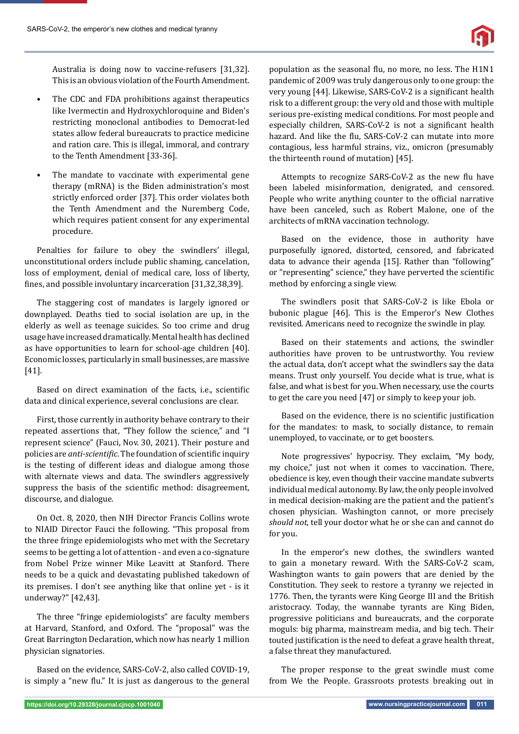Australia is doing now to vaccine-refusers [31,32]. This is an obvious violation of the Fourth Amendment.

- The CDC and FDA prohibitions against therapeutics like Ivermectin and Hydroxychloroquine and Biden's restricting monoclonal antibodies to Democrat-led states allow federal bureaucrats to practice medicine and ration care. This is illegal, immoral, and contrary to the Tenth Amendment [33-36].

- The mandate to vaccinate with experimental gene therapy (mRNA) is the Biden administration's most strictly enforced order [37]. This order violates both the Tenth Amendment and the Nuremberg Code, which requires patient consent for any experimental procedure.

Penalties for failure to obey the swindlers' illegal, unconstitutional orders include public shaming, cancelation, loss of employment, denial of medical care, loss of liberty, fines, and possible involuntary incarceration [31,32,38,39].

The staggering cost of mandates is largely ignored or downplayed. Deaths tied to social isolation are up, in the elderly as well as teenage suicides. So too crime and drug usage have increased dramatically. Mental health has declined as have opportunities to learn for school-age children [40]. Economic losses, particularly in small businesses, are massive [41].

Based on direct examination of the facts, i.e., scientific data and clinical experience, several conclusions are clear.

First, those currently in authority behave contrary to their repeated assertions that, "They follow the science," and "I represent science" (Fauci, Nov. 30, 2021). Their posture and policies are *anti-scientific*. The foundation of scientific inquiry is the testing of different ideas and dialogue among those with alternate views and data. The swindlers aggressively suppress the basis of the scientific method: disagreement, discourse, and dialogue.

On Oct. 8, 2020, then NIH Director Francis Collins wrote to NIAID Director Fauci the following. "This proposal from the three fringe epidemiologists who met with the Secretary seems to be getting a lot of attention - and even a co-signature from Nobel Prize winner Mike Leavitt at Stanford. There needs to be a quick and devastating published takedown of its premises. I don't see anything like that online yet - is it underway?" [42,43].

The three "fringe epidemiologists" are faculty members at Harvard, Stanford, and Oxford. The "proposal" was the Great Barrington Declaration, which now has nearly 1 million physician signatories.

Based on the evidence, SARS-CoV-2, also called COVID-19, is simply a "new flu." It is just as dangerous to the general population as the seasonal flu, no more, no less. The H1N1 pandemic of 2009 was truly dangerous only to one group: the very young [44]. Likewise, SARS-CoV-2 is a significant health risk to a different group: the very old and those with multiple serious pre-existing medical conditions. For most people and especially children, SARS-CoV-2 is not a significant health hazard. And like the flu, SARS-CoV-2 can mutate into more contagious, less harmful strains, viz., omicron (presumably the thirteenth round of mutation) [45].

Attempts to recognize SARS-CoV-2 as the new flu have been labeled misinformation, denigrated, and censored. People who write anything counter to the official narrative have been canceled, such as Robert Malone, one of the architects of mRNA vaccination technology.

Based on the evidence, those in authority have purposefully ignored, distorted, censored, and fabricated data to advance their agenda [15]. Rather than "following" or "representing" science," they have perverted the scientific method by enforcing a single view.

The swindlers posit that SARS-CoV-2 is like Ebola or bubonic plague [46]. This is the Emperor's New Clothes revisited. Americans need to recognize the swindle in play.

Based on their statements and actions, the swindler authorities have proven to be untrustworthy. You review the actual data, don't accept what the swindlers say the data means. Trust only yourself. You decide what is true, what is false, and what is best for you. When necessary, use the courts to get the care you need [47] or simply to keep your job.

Based on the evidence, there is no scientific justification for the mandates: to mask, to socially distance, to remain unemployed, to vaccinate, or to get boosters.

Note progressives' hypocrisy. They exclaim, "My body, my choice," just not when it comes to vaccination. There, obedience is key, even though their vaccine mandate subverts individual medical autonomy. By law, the only people involved in medical decision-making are the patient and the patient's chosen physician. Washington cannot, or more precisely *should not*, tell your doctor what he or she can and cannot do for you.

In the emperor's new clothes, the swindlers wanted to gain a monetary reward. With the SARS-CoV-2 scam, Washington wants to gain powers that are denied by the Constitution. They seek to restore a tyranny we rejected in 1776. Then, the tyrants were King George III and the British aristocracy. Today, the wannabe tyrants are King Biden, progressive politicians and bureaucrats, and the corporate moguls: big pharma, mainstream media, and big tech. Their touted justification is the need to defeat a grave health threat, a false threat they manufactured.

The proper response to the great swindle must come from We the People. Grassroots protests breaking out in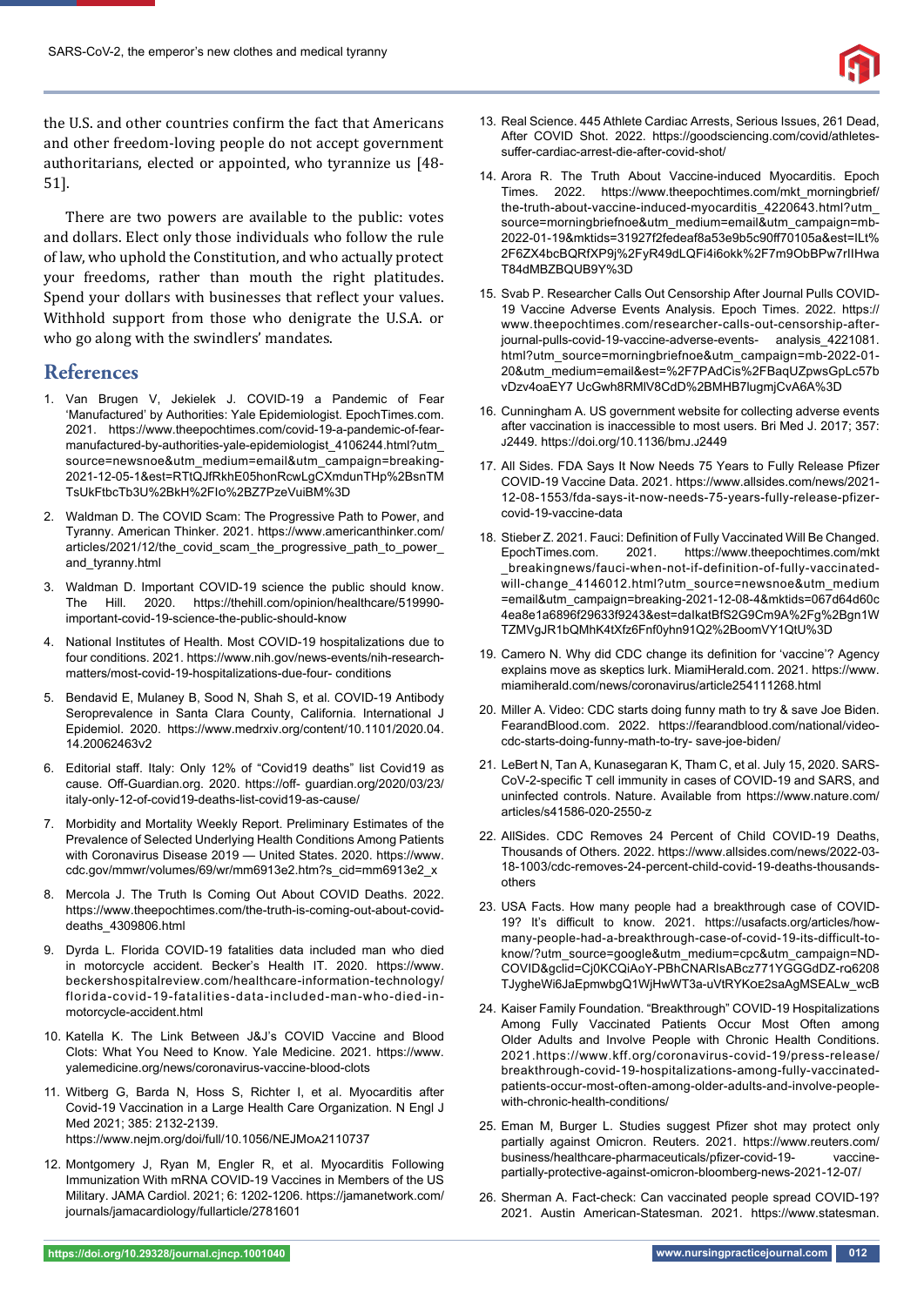the U.S. and other countries confirm the fact that Americans and other freedom-loving people do not accept government authoritarians, elected or appointed, who tyrannize us [48-51].

There are two powers are available to the public: votes and dollars. Elect only those individuals who follow the rule of law, who uphold the Constitution, and who actually protect your freedoms, rather than mouth the right platitudes. Spend your dollars with businesses that reflect your values. Withhold support from those who denigrate the U.S.A. or who go along with the swindlers' mandates.

## References

1. Van Brugen V, Jekielek J. COVID-19 a Pandemic of Fear 'Manufactured' by Authorities: Yale Epidemiologist. EpochTimes.com. 2021. https://www.theepochtimes.com/covid-19-a-pandemic-of-fear-manufactured-by-authorities-yale-epidemiologist_4106244.html?utm_source=newsnoe&utm_medium=email&utm_campaign=breaking-2021-12-05-1&est=RTtQJfRkhE05honRcwLgCXmdunTHp%2BsnTMTsUkFtbcTb3U%2BkH%2FIo%2BZ7PzeVuiBM%3D
2. Waldman D. The COVID Scam: The Progressive Path to Power, and Tyranny. American Thinker. 2021. https://www.americanthinker.com/articles/2021/12/the_covid_scam_the_progressive_path_to_power_and_tyranny.html
3. Waldman D. Important COVID-19 science the public should know. The Hill. 2020. https://thehill.com/opinion/healthcare/519990-important-covid-19-science-the-public-should-know
4. National Institutes of Health. Most COVID-19 hospitalizations due to four conditions. 2021. https://www.nih.gov/news-events/nih-research-matters/most-covid-19-hospitalizations-due-four- conditions
5. Bendavid E, Mulaney B, Sood N, Shah S, et al. COVID-19 Antibody Seroprevalence in Santa Clara County, California. International J Epidemiol. 2020. https://www.medrxiv.org/content/10.1101/2020.04.14.20062463v2
6. Editorial staff. Italy: Only 12% of "Covid19 deaths" list Covid19 as cause. Off-Guardian.org. 2020. https://off- guardian.org/2020/03/23/italy-only-12-of-covid19-deaths-list-covid19-as-cause/
7. Morbidity and Mortality Weekly Report. Preliminary Estimates of the Prevalence of Selected Underlying Health Conditions Among Patients with Coronavirus Disease 2019 — United States. 2020. https://www.cdc.gov/mmwr/volumes/69/wr/mm6913e2.htm?s_cid=mm6913e2_x
8. Mercola J. The Truth Is Coming Out About COVID Deaths. 2022. https://www.theepochtimes.com/the-truth-is-coming-out-about-covid-deaths_4309806.html
9. Dyrda L. Florida COVID-19 fatalities data included man who died in motorcycle accident. Becker's Health IT. 2020. https://www.beckershospitalreview.com/healthcare-information-technology/florida-covid-19-fatalities-data-included-man-who-died-in-motorcycle-accident.html
10. Katella K. The Link Between J&J's COVID Vaccine and Blood Clots: What You Need to Know. Yale Medicine. 2021. https://www.yalemedicine.org/news/coronavirus-vaccine-blood-clots
11. Witberg G, Barda N, Hoss S, Richter I, et al. Myocarditis after Covid-19 Vaccination in a Large Health Care Organization. N Engl J Med 2021; 385: 2132-2139. https://www.nejm.org/doi/full/10.1056/NEJMoa2110737
12. Montgomery J, Ryan M, Engler R, et al. Myocarditis Following Immunization With mRNA COVID-19 Vaccines in Members of the US Military. JAMA Cardiol. 2021; 6: 1202-1206. https://jamanetwork.com/journals/jamacardiology/fullarticle/2781601
13. Real Science. 445 Athlete Cardiac Arrests, Serious Issues, 261 Dead, After COVID Shot. 2022. https://goodsciencing.com/covid/athletes-suffer-cardiac-arrest-die-after-covid-shot/
14. Arora R. The Truth About Vaccine-induced Myocarditis. Epoch Times. 2022. https://www.theepochtimes.com/mkt_morningbrief/the-truth-about-vaccine-induced-myocarditis_4220643.html?utm_source=morningbriefnoe&utm_medium=email&utm_campaign=mb-2022-01-19&mktids=31927f2fedeaf8a53e9b5c90ff70105a&est=ILt%2F6ZX4bcBQRfXP9j%2FyR49dLQFi4i6okk%2F7m9ObBPw7rIIHwaT84dMBZBQUB9Y%3D
15. Svab P. Researcher Calls Out Censorship After Journal Pulls COVID-19 Vaccine Adverse Events Analysis. Epoch Times. 2022. https://www.theepochtimes.com/researcher-calls-out-censorship-after-journal-pulls-covid-19-vaccine-adverse-events- analysis_4221081.html?utm_source=morningbriefnoe&utm_campaign=mb-2022-01-20&utm_medium=email&est=%2F7PAdCis%2FBaqUZpwsGpLc57bvDzv4oaEY7 UcGwh8RMlV8CdD%2BMHB7lugmjCvA6A%3D
16. Cunningham A. US government website for collecting adverse events after vaccination is inaccessible to most users. Bri Med J. 2017; 357: J2449. https://doi.org/10.1136/bmj.J2449
17. All Sides. FDA Says It Now Needs 75 Years to Fully Release Pfizer COVID-19 Vaccine Data. 2021. https://www.allsides.com/news/2021-12-08-1553/fda-says-it-now-needs-75-years-fully-release-pfizer-covid-19-vaccine-data
18. Stieber Z. 2021. Fauci: Definition of Fully Vaccinated Will Be Changed. EpochTimes.com. 2021. https://www.theepochtimes.com/mkt_breakingnews/fauci-when-not-if-definition-of-fully-vaccinated-will-change_4146012.html?utm_source=newsnoe&utm_medium=email&utm_campaign=breaking-2021-12-08-4&mktids=067d64d60c4ea8e1a6896f29633f9243&est=daIkatBfS2G9Cm9A%2Fg%2Bgn1WTZMVgJR1bQMhK4tXfz6Fnf0yhn91Q2%2BoomVY1QtU%3D
19. Camero N. Why did CDC change its definition for 'vaccine'? Agency explains move as skeptics lurk. MiamiHerald.com. 2021. https://www.miamiherald.com/news/coronavirus/article254111268.html
20. Miller A. Video: CDC starts doing funny math to try & save Joe Biden. FearandBlood.com. 2022. https://fearandblood.com/national/video-cdc-starts-doing-funny-math-to-try- save-joe-biden/
21. LeBert N, Tan A, Kunasegaran K, Tham C, et al. July 15, 2020. SARS-CoV-2-specific T cell immunity in cases of COVID-19 and SARS, and uninfected controls. Nature. Available from https://www.nature.com/articles/s41586-020-2550-z
22. AllSides. CDC Removes 24 Percent of Child COVID-19 Deaths, Thousands of Others. 2022. https://www.allsides.com/news/2022-03-18-1003/cdc-removes-24-percent-child-covid-19-deaths-thousands-others
23. USA Facts. How many people had a breakthrough case of COVID-19? It's difficult to know. 2021. https://usafacts.org/articles/how-many-people-had-a-breakthrough-case-of-covid-19-its-difficult-to-know/?utm_source=google&utm_medium=cpc&utm_campaign=ND-COVID&gclid=Cj0KCQiAoY-PBhCNARIsABcz771YGGGdDZ-rQ6208TJygheWi6JaEpmwbgQ1WjHwWT3a-uVtRYKoE2saAgMSEALw_wcB
24. Kaiser Family Foundation. "Breakthrough" COVID-19 Hospitalizations Among Fully Vaccinated Patients Occur Most Often among Older Adults and Involve People with Chronic Health Conditions. 2021.https://www.kff.org/coronavirus-covid-19/press-release/breakthrough-covid-19-hospitalizations-among-fully-vaccinated-patients-occur-most-often-among-older-adults-and-involve-people-with-chronic-health-conditions/
25. Eman M, Burger L. Studies suggest Pfizer shot may protect only partially against Omicron. Reuters. 2021. https://www.reuters.com/business/healthcare-pharmaceuticals/pfizer-covid-19- vaccine-partially-protective-against-omicron-bloomberg-news-2021-12-07/
26. Sherman A. Fact-check: Can vaccinated people spread COVID-19? 2021. Austin American-Statesman. 2021. https://www.statesman.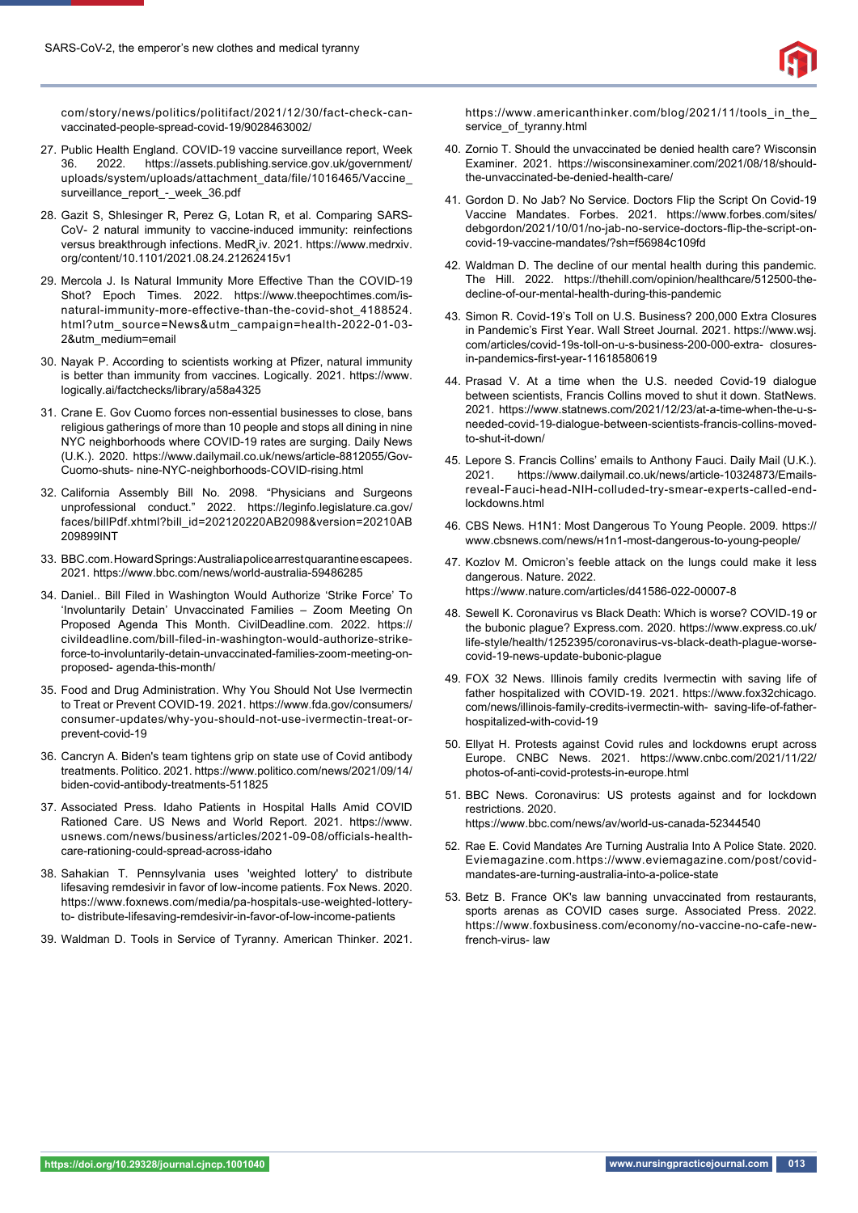com/story/news/politics/politifact/2021/12/30/fact-check-can-vaccinated-people-spread-covid-19/9028463002/

27. Public Health England. COVID-19 vaccine surveillance report, Week 36. 2022. https://assets.publishing.service.gov.uk/government/uploads/system/uploads/attachment_data/file/1016465/Vaccine_surveillance_report_-_week_36.pdf

28. Gazit S, Shlesinger R, Perez G, Lotan R, et al. Comparing SARS-CoV- 2 natural immunity to vaccine-induced immunity: reinfections versus breakthrough infections. MedR,iv. 2021. https://www.medrxiv.org/content/10.1101/2021.08.24.21262415v1

29. Mercola J. Is Natural Immunity More Effective Than the COVID-19 Shot? Epoch Times. 2022. https://www.theepochtimes.com/is-natural-immunity-more-effective-than-the-covid-shot_4188524.html?utm_source=News&utm_campaign=health-2022-01-03-2&utm_medium=email

30. Nayak P. According to scientists working at Pfizer, natural immunity is better than immunity from vaccines. Logically. 2021. https://www.logically.ai/factchecks/library/a58a4325

31. Crane E. Gov Cuomo forces non-essential businesses to close, bans religious gatherings of more than 10 people and stops all dining in nine NYC neighborhoods where COVID-19 rates are surging. Daily News (U.K.). 2020. https://www.dailymail.co.uk/news/article-8812055/Gov-Cuomo-shuts- nine-NYC-neighborhoods-COVID-rising.html

32. California Assembly Bill No. 2098. "Physicians and Surgeons unprofessional conduct." 2022. https://leginfo.legislature.ca.gov/faces/billPdf.xhtml?bill_id=202120220AB2098&version=20210AB209899INT

33. BBC.com. Howard Springs: Australia police arrest quarantine escapees. 2021. https://www.bbc.com/news/world-australia-59486285

34. Daniel.. Bill Filed in Washington Would Authorize 'Strike Force' To 'Involuntarily Detain' Unvaccinated Families – Zoom Meeting On Proposed Agenda This Month. CivilDeadline.com. 2022. https://civildeadline.com/bill-filed-in-washington-would-authorize-strike-force-to-involuntarily-detain-unvaccinated-families-zoom-meeting-on-proposed- agenda-this-month/

35. Food and Drug Administration. Why You Should Not Use Ivermectin to Treat or Prevent COVID-19. 2021. https://www.fda.gov/consumers/consumer-updates/why-you-should-not-use-ivermectin-treat-or-prevent-covid-19

36. Cancryn A. Biden's team tightens grip on state use of Covid antibody treatments. Politico. 2021. https://www.politico.com/news/2021/09/14/biden-covid-antibody-treatments-511825

37. Associated Press. Idaho Patients in Hospital Halls Amid COVID Rationed Care. US News and World Report. 2021. https://www.usnews.com/news/business/articles/2021-09-08/officials-health-care-rationing-could-spread-across-idaho

38. Sahakian T. Pennsylvania uses 'weighted lottery' to distribute lifesaving remdesivir in favor of low-income patients. Fox News. 2020. https://www.foxnews.com/media/pa-hospitals-use-weighted-lottery-to- distribute-lifesaving-remdesivir-in-favor-of-low-income-patients

39. Waldman D. Tools in Service of Tyranny. American Thinker. 2021. https://www.americanthinker.com/blog/2021/11/tools_in_the_service_of_tyranny.html

40. Zornio T. Should the unvaccinated be denied health care? Wisconsin Examiner. 2021. https://wisconsinexaminer.com/2021/08/18/should-the-unvaccinated-be-denied-health-care/

41. Gordon D. No Jab? No Service. Doctors Flip the Script On Covid-19 Vaccine Mandates. Forbes. 2021. https://www.forbes.com/sites/debgordon/2021/10/01/no-jab-no-service-doctors-flip-the-script-on-covid-19-vaccine-mandates/?sh=f56984c109fd

42. Waldman D. The decline of our mental health during this pandemic. The Hill. 2022. https://thehill.com/opinion/healthcare/512500-the-decline-of-our-mental-health-during-this-pandemic

43. Simon R. Covid-19's Toll on U.S. Business? 200,000 Extra Closures in Pandemic's First Year. Wall Street Journal. 2021. https://www.wsj.com/articles/covid-19s-toll-on-u-s-business-200-000-extra- closures-in-pandemics-first-year-11618580619

44. Prasad V. At a time when the U.S. needed Covid-19 dialogue between scientists, Francis Collins moved to shut it down. StatNews. 2021. https://www.statnews.com/2021/12/23/at-a-time-when-the-u-s-needed-covid-19-dialogue-between-scientists-francis-collins-moved-to-shut-it-down/

45. Lepore S. Francis Collins' emails to Anthony Fauci. Daily Mail (U.K.). 2021. https://www.dailymail.co.uk/news/article-10324873/Emails-reveal-Fauci-head-NIH-colluded-try-smear-experts-called-end-lockdowns.html

46. CBS News. H1N1: Most Dangerous To Young People. 2009. https://www.cbsnews.com/news/h1n1-most-dangerous-to-young-people/

47. Kozlov M. Omicron's feeble attack on the lungs could make it less dangerous. Nature. 2022. https://www.nature.com/articles/d41586-022-00007-8

48. Sewell K. Coronavirus vs Black Death: Which is worse? COVID-19 or the bubonic plague? Express.com. 2020. https://www.express.co.uk/life-style/health/1252395/coronavirus-vs-black-death-plague-worse-covid-19-news-update-bubonic-plague

49. FOX 32 News. Illinois family credits Ivermectin with saving life of father hospitalized with COVID-19. 2021. https://www.fox32chicago.com/news/illinois-family-credits-ivermectin-with- saving-life-of-father-hospitalized-with-covid-19

50. Ellyat H. Protests against Covid rules and lockdowns erupt across Europe. CNBC News. 2021. https://www.cnbc.com/2021/11/22/photos-of-anti-covid-protests-in-europe.html

51. BBC News. Coronavirus: US protests against and for lockdown restrictions. 2020. https://www.bbc.com/news/av/world-us-canada-52344540

52. Rae E. Covid Mandates Are Turning Australia Into A Police State. 2020. Eviemagazine.com.https://www.eviemagazine.com/post/covid-mandates-are-turning-australia-into-a-police-state

53. Betz B. France OK's law banning unvaccinated from restaurants, sports arenas as COVID cases surge. Associated Press. 2022. https://www.foxbusiness.com/economy/no-vaccine-no-cafe-new-french-virus- law